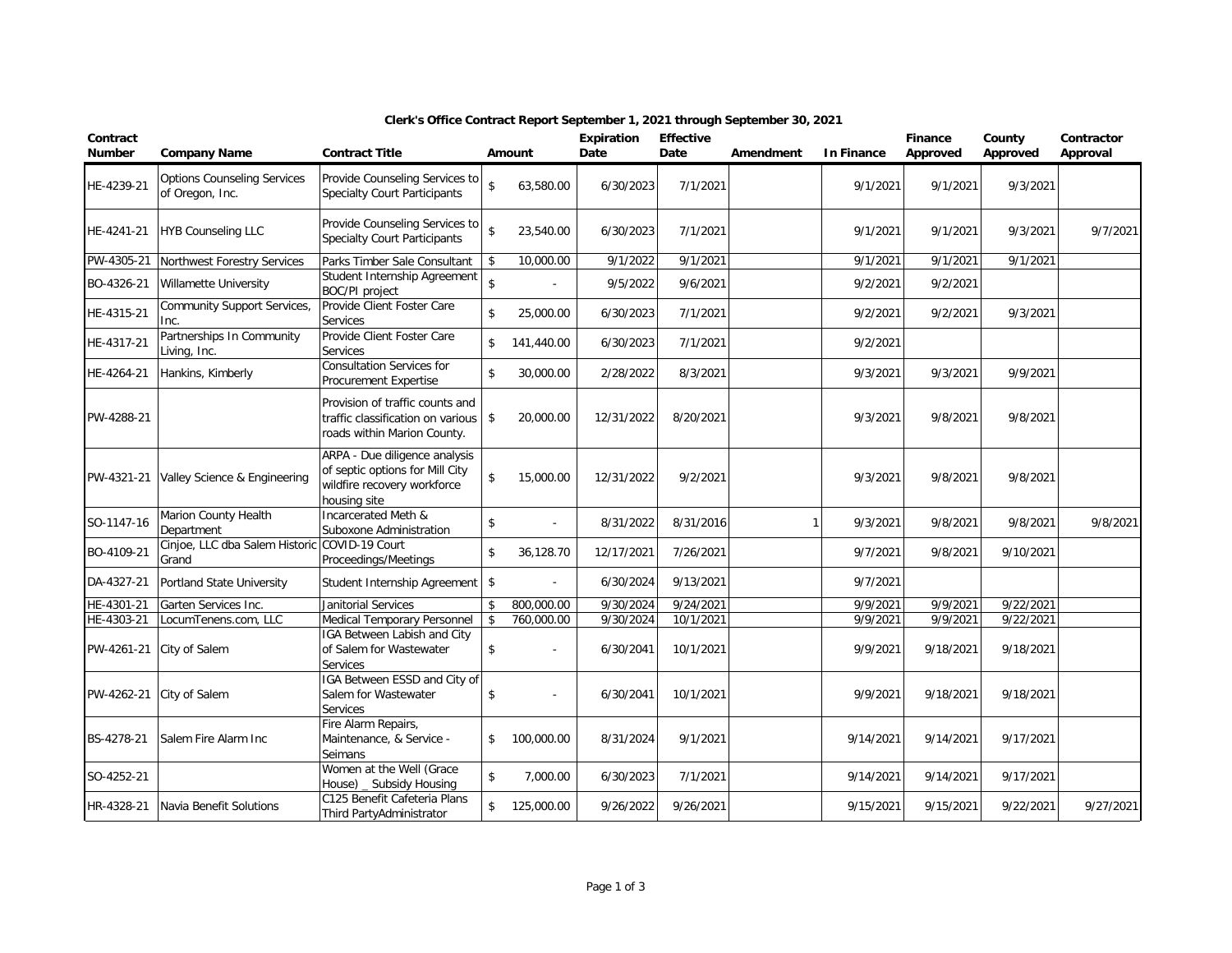## Clerk's Office Contract Report September 1, 2021 through September 30, 2021

| Contract Number | Company Name | Contract Title | Amount | Expiration Date | Effective Date | Amendment | In Finance | Finance Approved | County Approved | Contractor Approval |
|---|---|---|---|---|---|---|---|---|---|---|
| HE-4239-21 | Options Counseling Services of Oregon, Inc. | Provide Counseling Services to Specialty Court Participants | $ 63,580.00 | 6/30/2023 | 7/1/2021 | | 9/1/2021 | 9/1/2021 | 9/3/2021 | |
| HE-4241-21 | HYB Counseling LLC | Provide Counseling Services to Specialty Court Participants | $ 23,540.00 | 6/30/2023 | 7/1/2021 | | 9/1/2021 | 9/1/2021 | 9/3/2021 | 9/7/2021 |
| PW-4305-21 | Northwest Forestry Services | Parks Timber Sale Consultant | $ 10,000.00 | 9/1/2022 | 9/1/2021 | | 9/1/2021 | 9/1/2021 | 9/1/2021 | |
| BO-4326-21 | Willamette University | Student Internship Agreement BOC/PI project | $ - | 9/5/2022 | 9/6/2021 | | 9/2/2021 | 9/2/2021 | | |
| HE-4315-21 | Community Support Services, Inc. | Provide Client Foster Care Services | $ 25,000.00 | 6/30/2023 | 7/1/2021 | | 9/2/2021 | 9/2/2021 | 9/3/2021 | |
| HE-4317-21 | Partnerships In Community Living, Inc. | Provide Client Foster Care Services | $ 141,440.00 | 6/30/2023 | 7/1/2021 | | 9/2/2021 | | | |
| HE-4264-21 | Hankins, Kimberly | Consultation Services for Procurement Expertise | $ 30,000.00 | 2/28/2022 | 8/3/2021 | | 9/3/2021 | 9/3/2021 | 9/9/2021 | |
| PW-4288-21 | | Provision of traffic counts and traffic classification on various roads within Marion County. | $ 20,000.00 | 12/31/2022 | 8/20/2021 | | 9/3/2021 | 9/8/2021 | 9/8/2021 | |
| PW-4321-21 | Valley Science & Engineering | ARPA - Due diligence analysis of septic options for Mill City wildfire recovery workforce housing site | $ 15,000.00 | 12/31/2022 | 9/2/2021 | | 9/3/2021 | 9/8/2021 | 9/8/2021 | |
| SO-1147-16 | Marion County Health Department | Incarcerated Meth & Suboxone Administration | $ - | 8/31/2022 | 8/31/2016 | 1 | 9/3/2021 | 9/8/2021 | 9/8/2021 | 9/8/2021 |
| BO-4109-21 | Cinjoe, LLC dba Salem Historic Grand | COVID-19 Court Proceedings/Meetings | $ 36,128.70 | 12/17/2021 | 7/26/2021 | | 9/7/2021 | 9/8/2021 | 9/10/2021 | |
| DA-4327-21 | Portland State University | Student Internship Agreement | $ - | 6/30/2024 | 9/13/2021 | | 9/7/2021 | | | |
| HE-4301-21 | Garten Services Inc. | Janitorial Services | $ 800,000.00 | 9/30/2024 | 9/24/2021 | | 9/9/2021 | 9/9/2021 | 9/22/2021 | |
| HE-4303-21 | LocumTenens.com, LLC | Medical Temporary Personnel | $ 760,000.00 | 9/30/2024 | 10/1/2021 | | 9/9/2021 | 9/9/2021 | 9/22/2021 | |
| PW-4261-21 | City of Salem | IGA Between Labish and City of Salem for Wastewater Services | $ - | 6/30/2041 | 10/1/2021 | | 9/9/2021 | 9/18/2021 | 9/18/2021 | |
| PW-4262-21 | City of Salem | IGA Between ESSD and City of Salem for Wastewater Services | $ - | 6/30/2041 | 10/1/2021 | | 9/9/2021 | 9/18/2021 | 9/18/2021 | |
| BS-4278-21 | Salem Fire Alarm Inc | Fire Alarm Repairs, Maintenance, & Service - Seimans | $ 100,000.00 | 8/31/2024 | 9/1/2021 | | 9/14/2021 | 9/14/2021 | 9/17/2021 | |
| SO-4252-21 | | Women at the Well (Grace House) _ Subsidy Housing | $ 7,000.00 | 6/30/2023 | 7/1/2021 | | 9/14/2021 | 9/14/2021 | 9/17/2021 | |
| HR-4328-21 | Navia Benefit Solutions | C125 Benefit Cafeteria Plans Third PartyAdministrator | $ 125,000.00 | 9/26/2022 | 9/26/2021 | | 9/15/2021 | 9/15/2021 | 9/22/2021 | 9/27/2021 |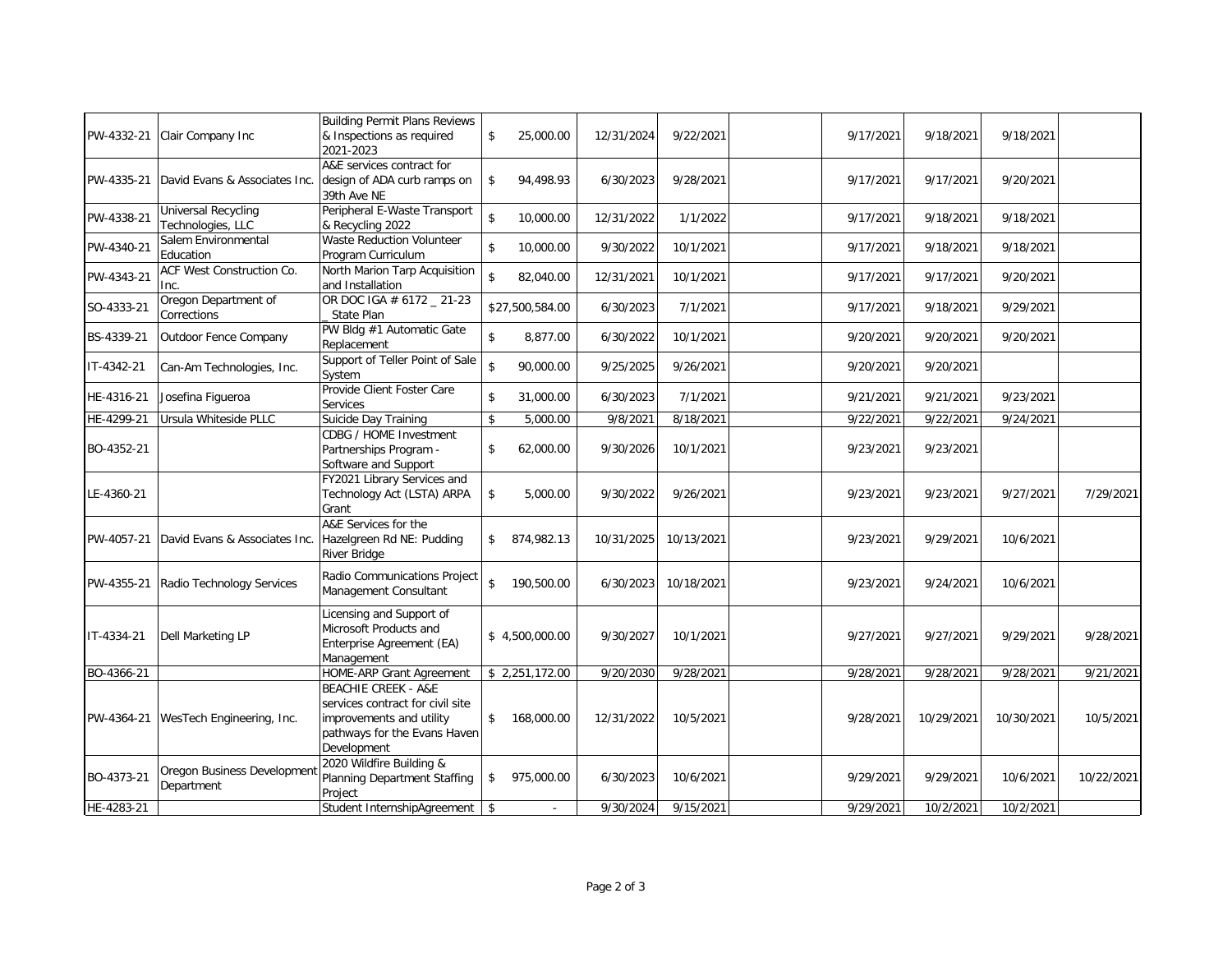|  |  |  |  |  |  |  |  |  |  |  |
|---|---|---|---|---|---|---|---|---|---|---|
| PW-4332-21 | Clair Company Inc | Building Permit Plans Reviews & Inspections as required 2021-2023 | $ 25,000.00 | 12/31/2024 | 9/22/2021 |  | 9/17/2021 | 9/18/2021 | 9/18/2021 |  |
| PW-4335-21 | David Evans & Associates Inc. | A&E services contract for design of ADA curb ramps on 39th Ave NE | $ 94,498.93 | 6/30/2023 | 9/28/2021 |  | 9/17/2021 | 9/17/2021 | 9/20/2021 |  |
| PW-4338-21 | Universal Recycling Technologies, LLC | Peripheral E-Waste Transport & Recycling 2022 | $ 10,000.00 | 12/31/2022 | 1/1/2022 |  | 9/17/2021 | 9/18/2021 | 9/18/2021 |  |
| PW-4340-21 | Salem Environmental Education | Waste Reduction Volunteer Program Curriculum | $ 10,000.00 | 9/30/2022 | 10/1/2021 |  | 9/17/2021 | 9/18/2021 | 9/18/2021 |  |
| PW-4343-21 | ACF West Construction Co. Inc. | North Marion Tarp Acquisition and Installation | $ 82,040.00 | 12/31/2021 | 10/1/2021 |  | 9/17/2021 | 9/17/2021 | 9/20/2021 |  |
| SO-4333-21 | Oregon Department of Corrections | OR DOC IGA # 6172 _ 21-23 _ State Plan | $27,500,584.00 | 6/30/2023 | 7/1/2021 |  | 9/17/2021 | 9/18/2021 | 9/29/2021 |  |
| BS-4339-21 | Outdoor Fence Company | PW Bldg #1 Automatic Gate Replacement | $ 8,877.00 | 6/30/2022 | 10/1/2021 |  | 9/20/2021 | 9/20/2021 | 9/20/2021 |  |
| IT-4342-21 | Can-Am Technologies, Inc. | Support of Teller Point of Sale System | $ 90,000.00 | 9/25/2025 | 9/26/2021 |  | 9/20/2021 | 9/20/2021 |  |  |
| HE-4316-21 | Josefina Figueroa | Provide Client Foster Care Services | $ 31,000.00 | 6/30/2023 | 7/1/2021 |  | 9/21/2021 | 9/21/2021 | 9/23/2021 |  |
| HE-4299-21 | Ursula Whiteside PLLC | Suicide Day Training | $ 5,000.00 | 9/8/2021 | 8/18/2021 |  | 9/22/2021 | 9/22/2021 | 9/24/2021 |  |
| BO-4352-21 |  | CDBG / HOME Investment Partnerships Program - Software and Support | $ 62,000.00 | 9/30/2026 | 10/1/2021 |  | 9/23/2021 | 9/23/2021 |  |  |
| LE-4360-21 |  | FY2021 Library Services and Technology Act (LSTA) ARPA Grant | $ 5,000.00 | 9/30/2022 | 9/26/2021 |  | 9/23/2021 | 9/23/2021 | 9/27/2021 | 7/29/2021 |
| PW-4057-21 | David Evans & Associates Inc. | A&E Services for the Hazelgreen Rd NE: Pudding River Bridge | $ 874,982.13 | 10/31/2025 | 10/13/2021 |  | 9/23/2021 | 9/29/2021 | 10/6/2021 |  |
| PW-4355-21 | Radio Technology Services | Radio Communications Project Management Consultant | $ 190,500.00 | 6/30/2023 | 10/18/2021 |  | 9/23/2021 | 9/24/2021 | 10/6/2021 |  |
| IT-4334-21 | Dell Marketing LP | Licensing and Support of Microsoft Products and Enterprise Agreement (EA) Management | $ 4,500,000.00 | 9/30/2027 | 10/1/2021 |  | 9/27/2021 | 9/27/2021 | 9/29/2021 | 9/28/2021 |
| BO-4366-21 |  | HOME-ARP Grant Agreement | $ 2,251,172.00 | 9/20/2030 | 9/28/2021 |  | 9/28/2021 | 9/28/2021 | 9/28/2021 | 9/21/2021 |
| PW-4364-21 | WesTech Engineering, Inc. | BEACHIE CREEK - A&E services contract for civil site improvements and utility pathways for the Evans Haven Development | $ 168,000.00 | 12/31/2022 | 10/5/2021 |  | 9/28/2021 | 10/29/2021 | 10/30/2021 | 10/5/2021 |
| BO-4373-21 | Oregon Business Development Department | 2020 Wildfire Building & Planning Department Staffing Project | $ 975,000.00 | 6/30/2023 | 10/6/2021 |  | 9/29/2021 | 9/29/2021 | 10/6/2021 | 10/22/2021 |
| HE-4283-21 |  | Student InternshipAgreement | $ - | 9/30/2024 | 9/15/2021 |  | 9/29/2021 | 10/2/2021 | 10/2/2021 |  |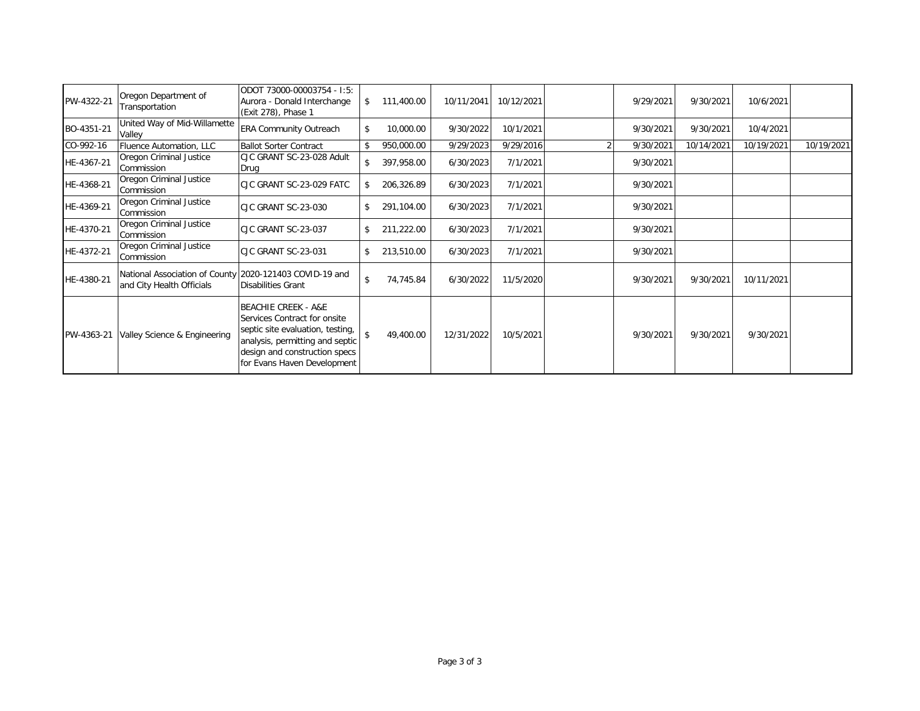| | | | | | | | | | | |
|---|---|---|---|---|---|---|---|---|---|---|
| PW-4322-21 | Oregon Department of Transportation | ODOT 73000-00003754 - I:5: Aurora - Donald Interchange (Exit 278), Phase 1 | $ 111,400.00 | 10/11/2041 | 10/12/2021 | | 9/29/2021 | 9/30/2021 | 10/6/2021 | |
| BO-4351-21 | United Way of Mid-Willamette Valley | ERA Community Outreach | $ 10,000.00 | 9/30/2022 | 10/1/2021 | | 9/30/2021 | 9/30/2021 | 10/4/2021 | |
| CO-992-16 | Fluence Automation, LLC | Ballot Sorter Contract | $ 950,000.00 | 9/29/2023 | 9/29/2016 | 2 | 9/30/2021 | 10/14/2021 | 10/19/2021 | 10/19/2021 |
| HE-4367-21 | Oregon Criminal Justice Commission | CJC GRANT SC-23-028 Adult Drug | $ 397,958.00 | 6/30/2023 | 7/1/2021 | | 9/30/2021 | | | |
| HE-4368-21 | Oregon Criminal Justice Commission | CJC GRANT SC-23-029 FATC | $ 206,326.89 | 6/30/2023 | 7/1/2021 | | 9/30/2021 | | | |
| HE-4369-21 | Oregon Criminal Justice Commission | CJC GRANT SC-23-030 | $ 291,104.00 | 6/30/2023 | 7/1/2021 | | 9/30/2021 | | | |
| HE-4370-21 | Oregon Criminal Justice Commission | CJC GRANT SC-23-037 | $ 211,222.00 | 6/30/2023 | 7/1/2021 | | 9/30/2021 | | | |
| HE-4372-21 | Oregon Criminal Justice Commission | CJC GRANT SC-23-031 | $ 213,510.00 | 6/30/2023 | 7/1/2021 | | 9/30/2021 | | | |
| HE-4380-21 | National Association of County and City Health Officials | 2020-121403 COVID-19 and Disabilities Grant | $ 74,745.84 | 6/30/2022 | 11/5/2020 | | 9/30/2021 | 9/30/2021 | 10/11/2021 | |
| PW-4363-21 | Valley Science & Engineering | BEACHIE CREEK - A&E Services Contract for onsite septic site evaluation, testing, analysis, permitting and septic design and construction specs for Evans Haven Development | $ 49,400.00 | 12/31/2022 | 10/5/2021 | | 9/30/2021 | 9/30/2021 | 9/30/2021 | |